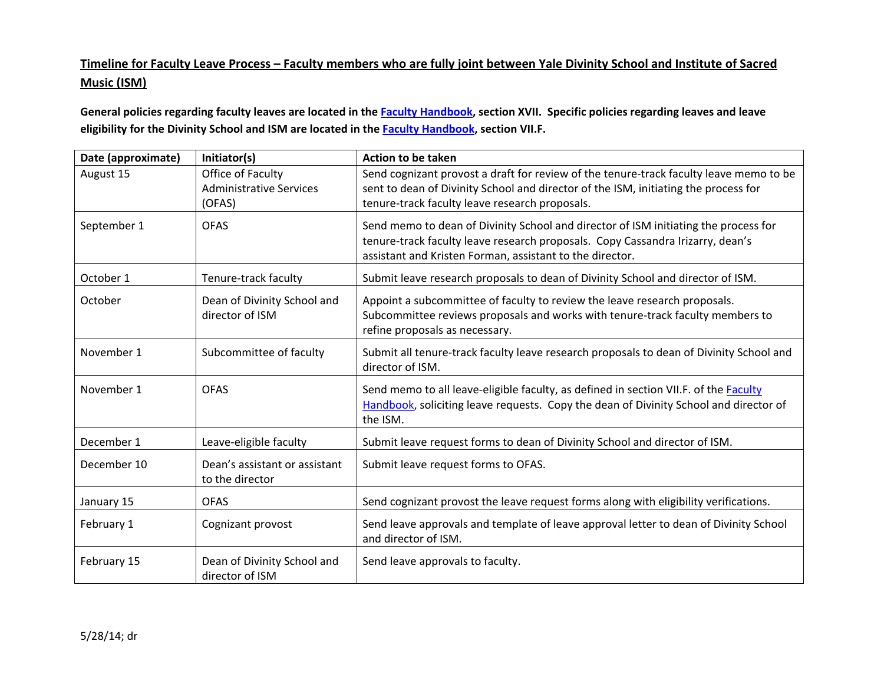## Timeline for Faculty Leave Process – Faculty members who are fully joint between Yale Divinity School and Institute of Sacred Music (ISM)

**General policies regarding faculty leaves are located in the Faculty Handbook, section XVII. Specific policies regarding leaves and leave eligibility for the Divinity School and ISM are located in the Faculty Handbook, section VII.F.**

| Date (approximate) | Initiator(s) | Action to be taken |
|---|---|---|
| August 15 | Office of Faculty Administrative Services (OFAS) | Send cognizant provost a draft for review of the tenure-track faculty leave memo to be sent to dean of Divinity School and director of the ISM, initiating the process for tenure-track faculty leave research proposals. |
| September 1 | OFAS | Send memo to dean of Divinity School and director of ISM initiating the process for tenure-track faculty leave research proposals. Copy Cassandra Irizarry, dean's assistant and Kristen Forman, assistant to the director. |
| October 1 | Tenure-track faculty | Submit leave research proposals to dean of Divinity School and director of ISM. |
| October | Dean of Divinity School and director of ISM | Appoint a subcommittee of faculty to review the leave research proposals. Subcommittee reviews proposals and works with tenure-track faculty members to refine proposals as necessary. |
| November 1 | Subcommittee of faculty | Submit all tenure-track faculty leave research proposals to dean of Divinity School and director of ISM. |
| November 1 | OFAS | Send memo to all leave-eligible faculty, as defined in section VII.F. of the Faculty Handbook, soliciting leave requests. Copy the dean of Divinity School and director of the ISM. |
| December 1 | Leave-eligible faculty | Submit leave request forms to dean of Divinity School and director of ISM. |
| December 10 | Dean's assistant or assistant to the director | Submit leave request forms to OFAS. |
| January 15 | OFAS | Send cognizant provost the leave request forms along with eligibility verifications. |
| February 1 | Cognizant provost | Send leave approvals and template of leave approval letter to dean of Divinity School and director of ISM. |
| February 15 | Dean of Divinity School and director of ISM | Send leave approvals to faculty. |

5/28/14; dr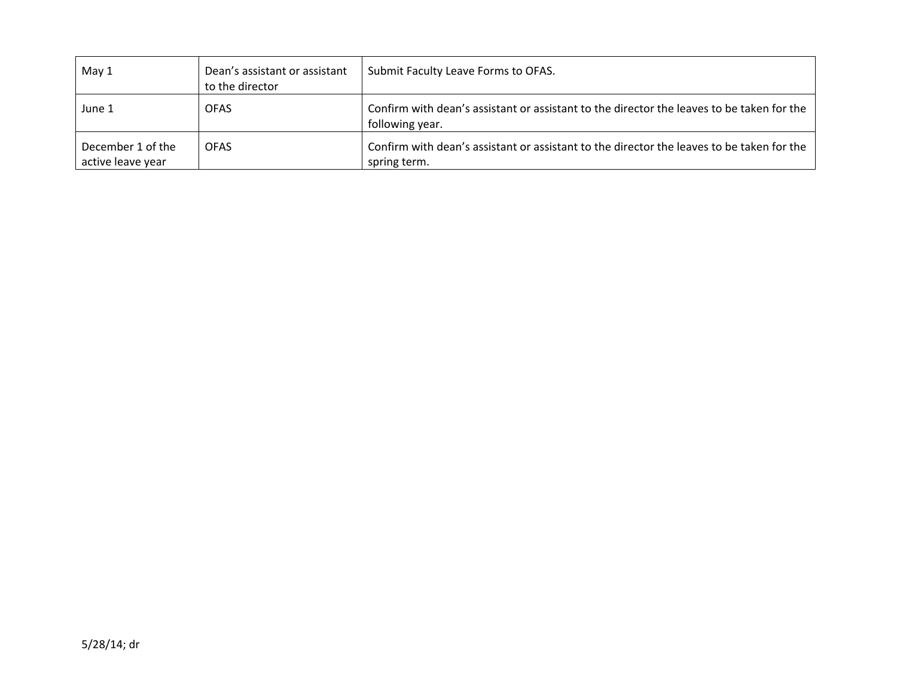| | | |
|---|---|---|
| May 1 | Dean's assistant or assistant to the director | Submit Faculty Leave Forms to OFAS. |
| June 1 | OFAS | Confirm with dean's assistant or assistant to the director the leaves to be taken for the following year. |
| December 1 of the active leave year | OFAS | Confirm with dean's assistant or assistant to the director the leaves to be taken for the spring term. |

5/28/14; dr